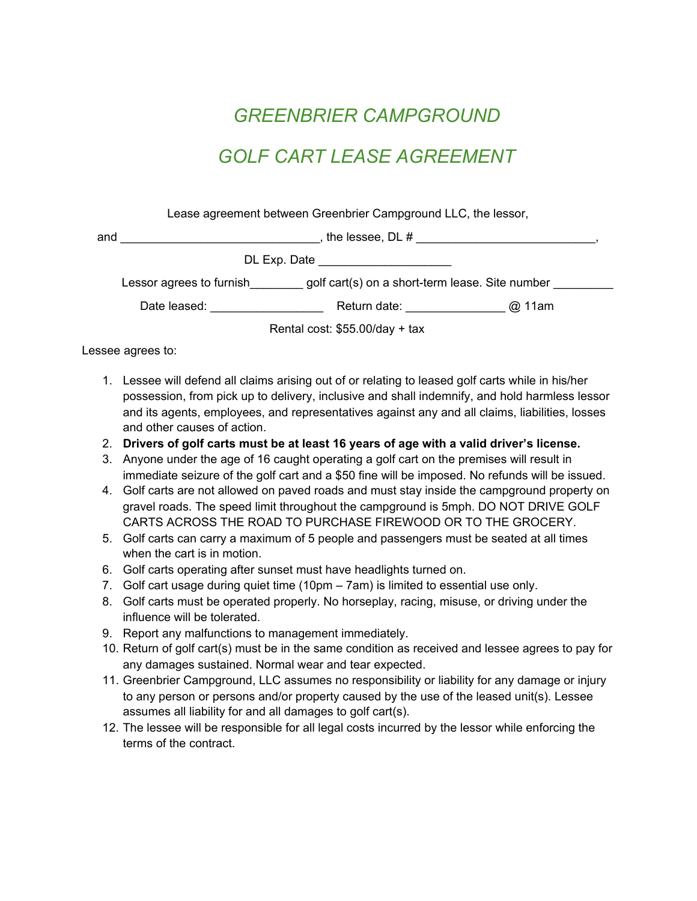# *GREENBRIER CAMPGROUND*

# *GOLF CART LEASE AGREEMENT*

Lease agreement between Greenbrier Campground LLC, the lessor,

and ______________________________, the lessee, DL # ___________________________,

DL Exp. Date ____________________

Lessor agrees to furnish________ golf cart(s) on a short-term lease. Site number _________

Date leased: _________________ Return date: _______________ @ 11am

Rental cost: $55.00/day + tax

Lessee agrees to:

1. Lessee will defend all claims arising out of or relating to leased golf carts while in his/her possession, from pick up to delivery, inclusive and shall indemnify, and hold harmless lessor and its agents, employees, and representatives against any and all claims, liabilities, losses and other causes of action.
2. **Drivers of golf carts must be at least 16 years of age with a valid driver's license.**
3. Anyone under the age of 16 caught operating a golf cart on the premises will result in immediate seizure of the golf cart and a $50 fine will be imposed. No refunds will be issued.
4. Golf carts are not allowed on paved roads and must stay inside the campground property on gravel roads. The speed limit throughout the campground is 5mph. DO NOT DRIVE GOLF CARTS ACROSS THE ROAD TO PURCHASE FIREWOOD OR TO THE GROCERY.
5. Golf carts can carry a maximum of 5 people and passengers must be seated at all times when the cart is in motion.
6. Golf carts operating after sunset must have headlights turned on.
7. Golf cart usage during quiet time (10pm – 7am) is limited to essential use only.
8. Golf carts must be operated properly. No horseplay, racing, misuse, or driving under the influence will be tolerated.
9. Report any malfunctions to management immediately.
10. Return of golf cart(s) must be in the same condition as received and lessee agrees to pay for any damages sustained. Normal wear and tear expected.
11. Greenbrier Campground, LLC assumes no responsibility or liability for any damage or injury to any person or persons and/or property caused by the use of the leased unit(s). Lessee assumes all liability for and all damages to golf cart(s).
12. The lessee will be responsible for all legal costs incurred by the lessor while enforcing the terms of the contract.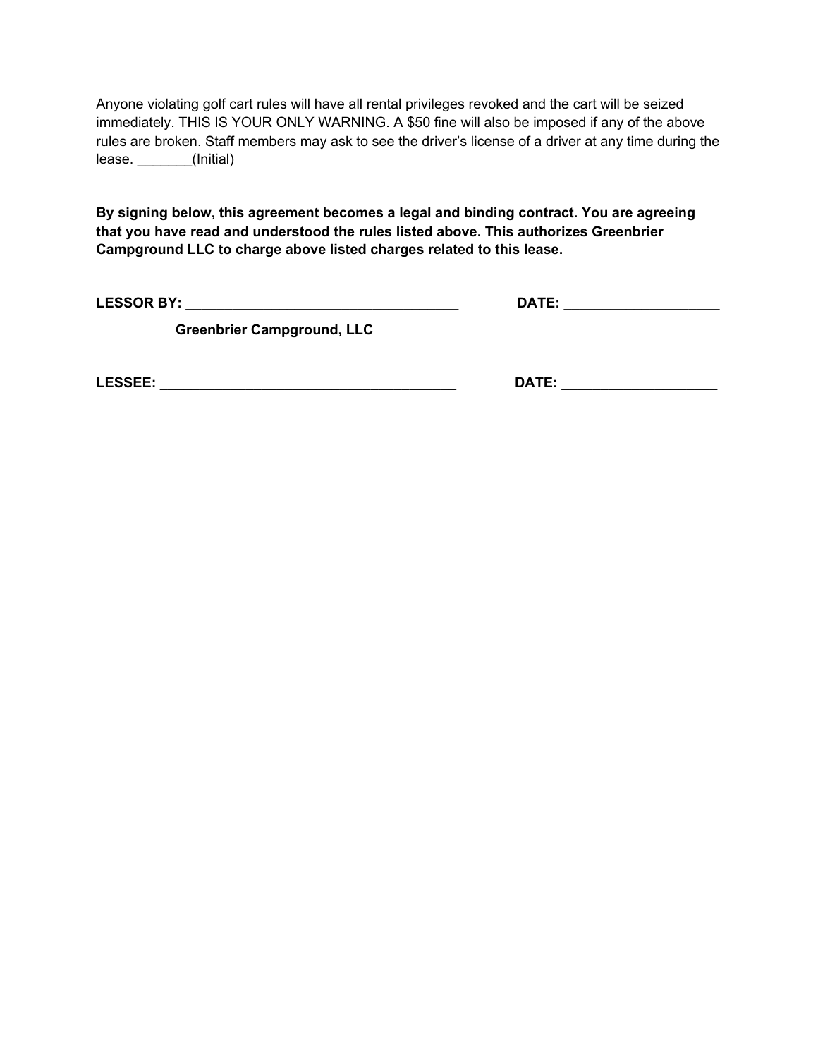Anyone violating golf cart rules will have all rental privileges revoked and the cart will be seized immediately. THIS IS YOUR ONLY WARNING. A $50 fine will also be imposed if any of the above rules are broken. Staff members may ask to see the driver's license of a driver at any time during the lease. _______(Initial)

**By signing below, this agreement becomes a legal and binding contract. You are agreeing that you have read and understood the rules listed above. This authorizes Greenbrier Campground LLC to charge above listed charges related to this lease.**

**LESSOR BY: ____________________________________ DATE: ____________________**

**Greenbrier Campground, LLC**

**LESSEE: ________________________________________ DATE: ____________________**